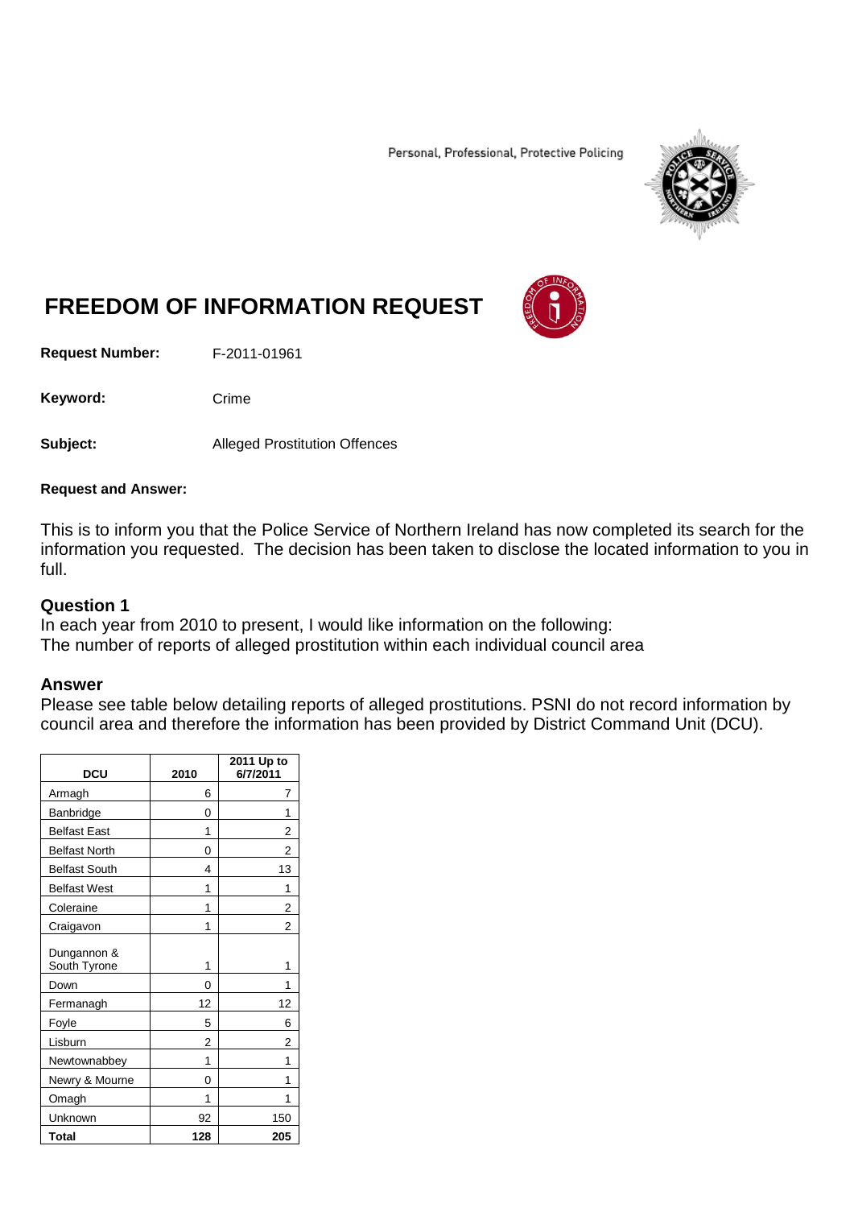Personal, Professional, Protective Policing

# FREEDOM OF INFORMATION REQUEST

**Request Number:** F-2011-01961

**Keyword:** Crime

**Subject:** Alleged Prostitution Offences

**Request and Answer:**

This is to inform you that the Police Service of Northern Ireland has now completed its search for the information you requested. The decision has been taken to disclose the located information to you in full.

### Question 1

In each year from 2010 to present, I would like information on the following:
The number of reports of alleged prostitution within each individual council area

### Answer

Please see table below detailing reports of alleged prostitutions. PSNI do not record information by council area and therefore the information has been provided by District Command Unit (DCU).

| DCU | 2010 | 2011 Up to 6/7/2011 |
|---|---|---|
| Armagh | 6 | 7 |
| Banbridge | 0 | 1 |
| Belfast East | 1 | 2 |
| Belfast North | 0 | 2 |
| Belfast South | 4 | 13 |
| Belfast West | 1 | 1 |
| Coleraine | 1 | 2 |
| Craigavon | 1 | 2 |
| Dungannon & South Tyrone | 1 | 1 |
| Down | 0 | 1 |
| Fermanagh | 12 | 12 |
| Foyle | 5 | 6 |
| Lisburn | 2 | 2 |
| Newtownabbey | 1 | 1 |
| Newry & Mourne | 0 | 1 |
| Omagh | 1 | 1 |
| Unknown | 92 | 150 |
| **Total** | **128** | **205** |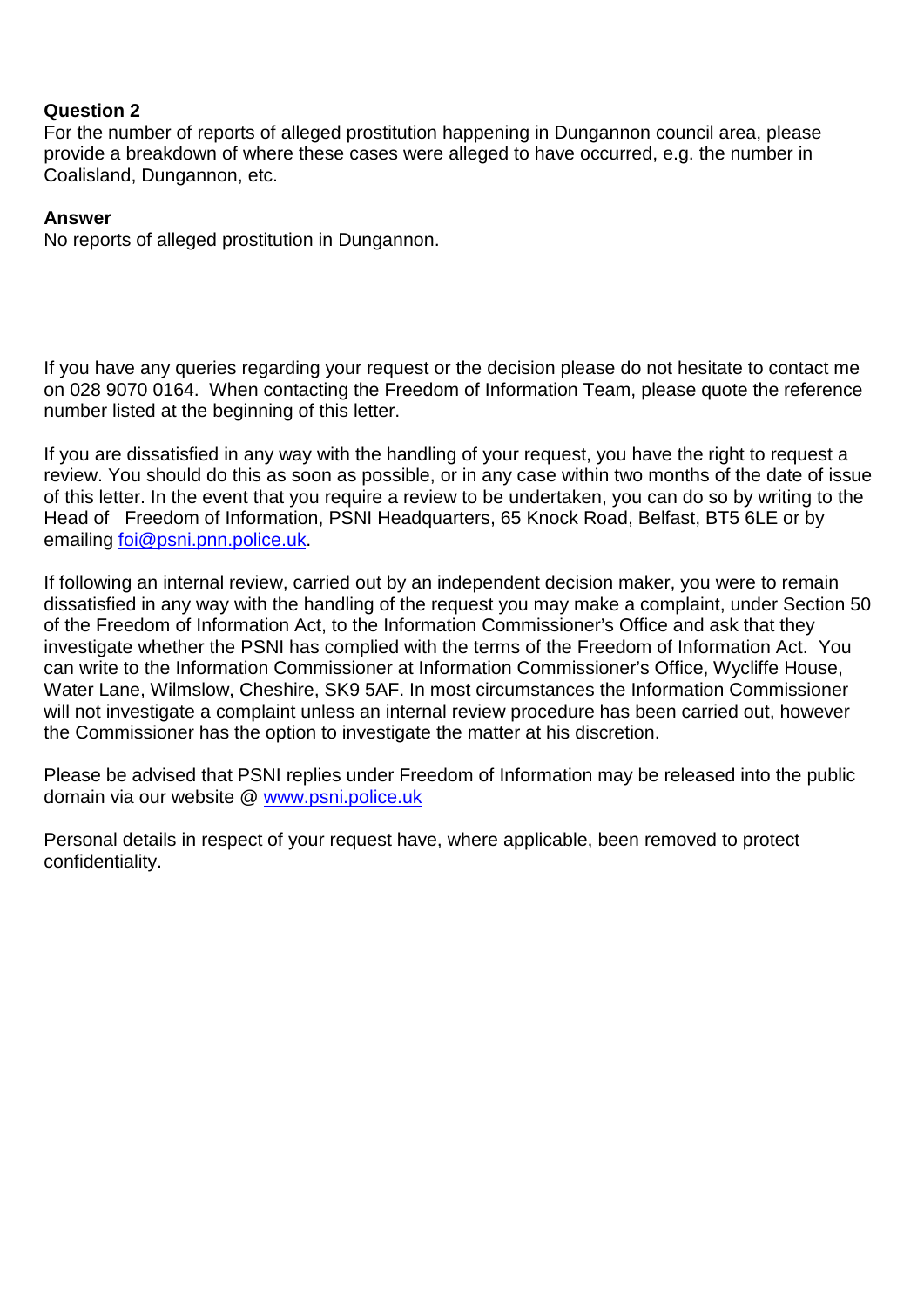**Question 2**
For the number of reports of alleged prostitution happening in Dungannon council area, please provide a breakdown of where these cases were alleged to have occurred, e.g. the number in Coalisland, Dungannon, etc.

**Answer**
No reports of alleged prostitution in Dungannon.

If you have any queries regarding your request or the decision please do not hesitate to contact me on 028 9070 0164. When contacting the Freedom of Information Team, please quote the reference number listed at the beginning of this letter.

If you are dissatisfied in any way with the handling of your request, you have the right to request a review. You should do this as soon as possible, or in any case within two months of the date of issue of this letter. In the event that you require a review to be undertaken, you can do so by writing to the Head of Freedom of Information, PSNI Headquarters, 65 Knock Road, Belfast, BT5 6LE or by emailing [foi@psni.pnn.police.uk](mailto:foi@psni.pnn.police.uk).

If following an internal review, carried out by an independent decision maker, you were to remain dissatisfied in any way with the handling of the request you may make a complaint, under Section 50 of the Freedom of Information Act, to the Information Commissioner's Office and ask that they investigate whether the PSNI has complied with the terms of the Freedom of Information Act. You can write to the Information Commissioner at Information Commissioner's Office, Wycliffe House, Water Lane, Wilmslow, Cheshire, SK9 5AF. In most circumstances the Information Commissioner will not investigate a complaint unless an internal review procedure has been carried out, however the Commissioner has the option to investigate the matter at his discretion.

Please be advised that PSNI replies under Freedom of Information may be released into the public domain via our website @ [www.psni.police.uk](http://www.psni.police.uk)

Personal details in respect of your request have, where applicable, been removed to protect confidentiality.